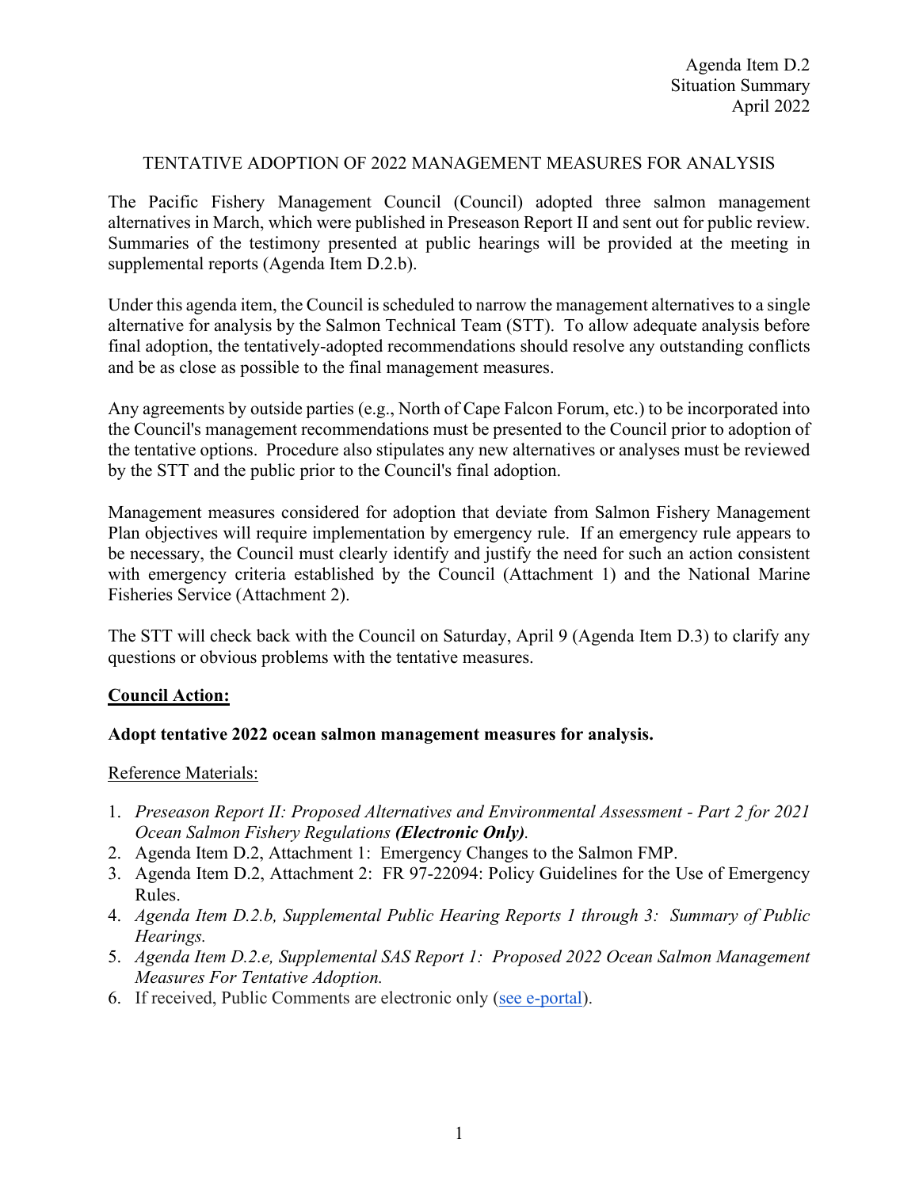Agenda Item D.2
Situation Summary
April 2022

TENTATIVE ADOPTION OF 2022 MANAGEMENT MEASURES FOR ANALYSIS

The Pacific Fishery Management Council (Council) adopted three salmon management alternatives in March, which were published in Preseason Report II and sent out for public review. Summaries of the testimony presented at public hearings will be provided at the meeting in supplemental reports (Agenda Item D.2.b).

Under this agenda item, the Council is scheduled to narrow the management alternatives to a single alternative for analysis by the Salmon Technical Team (STT). To allow adequate analysis before final adoption, the tentatively-adopted recommendations should resolve any outstanding conflicts and be as close as possible to the final management measures.

Any agreements by outside parties (e.g., North of Cape Falcon Forum, etc.) to be incorporated into the Council's management recommendations must be presented to the Council prior to adoption of the tentative options. Procedure also stipulates any new alternatives or analyses must be reviewed by the STT and the public prior to the Council's final adoption.

Management measures considered for adoption that deviate from Salmon Fishery Management Plan objectives will require implementation by emergency rule. If an emergency rule appears to be necessary, the Council must clearly identify and justify the need for such an action consistent with emergency criteria established by the Council (Attachment 1) and the National Marine Fisheries Service (Attachment 2).

The STT will check back with the Council on Saturday, April 9 (Agenda Item D.3) to clarify any questions or obvious problems with the tentative measures.

**Council Action:**

**Adopt tentative 2022 ocean salmon management measures for analysis.**

Reference Materials:

1. *Preseason Report II: Proposed Alternatives and Environmental Assessment - Part 2 for 2021 Ocean Salmon Fishery Regulations **(Electronic Only)**.*
2. Agenda Item D.2, Attachment 1: Emergency Changes to the Salmon FMP.
3. Agenda Item D.2, Attachment 2: FR 97-22094: Policy Guidelines for the Use of Emergency Rules.
4. *Agenda Item D.2.b, Supplemental Public Hearing Reports 1 through 3: Summary of Public Hearings.*
5. *Agenda Item D.2.e, Supplemental SAS Report 1: Proposed 2022 Ocean Salmon Management Measures For Tentative Adoption.*
6. If received, Public Comments are electronic only (see e-portal).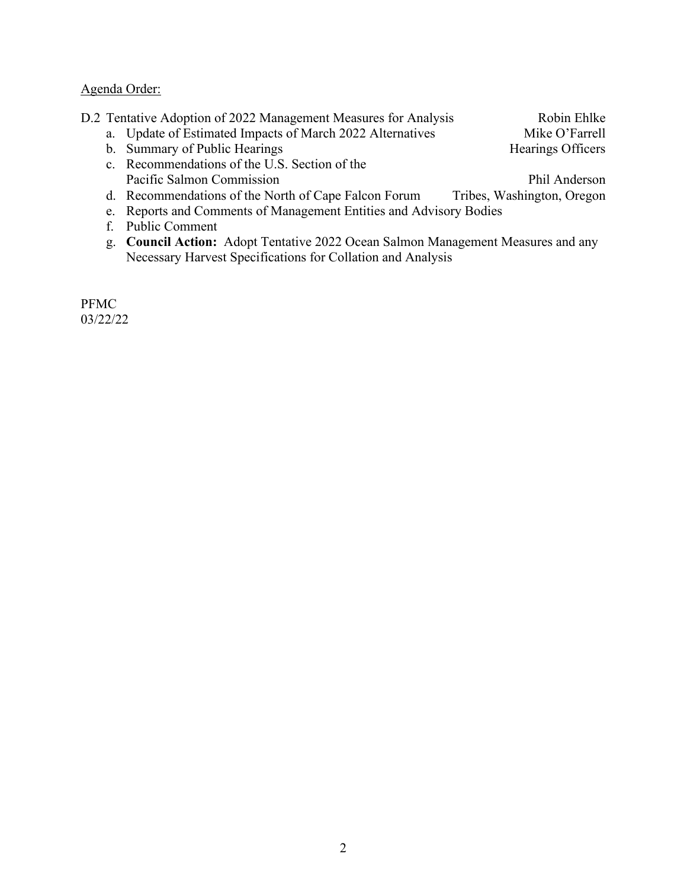<u>Agenda Order:</u>

D.2 Tentative Adoption of 2022 Management Measures for Analysis — Robin Ehlke

a. Update of Estimated Impacts of March 2022 Alternatives — Mike O'Farrell
b. Summary of Public Hearings — Hearings Officers
c. Recommendations of the U.S. Section of the Pacific Salmon Commission — Phil Anderson
d. Recommendations of the North of Cape Falcon Forum — Tribes, Washington, Oregon
e. Reports and Comments of Management Entities and Advisory Bodies
f. Public Comment
g. **Council Action:** Adopt Tentative 2022 Ocean Salmon Management Measures and any Necessary Harvest Specifications for Collation and Analysis

PFMC
03/22/22